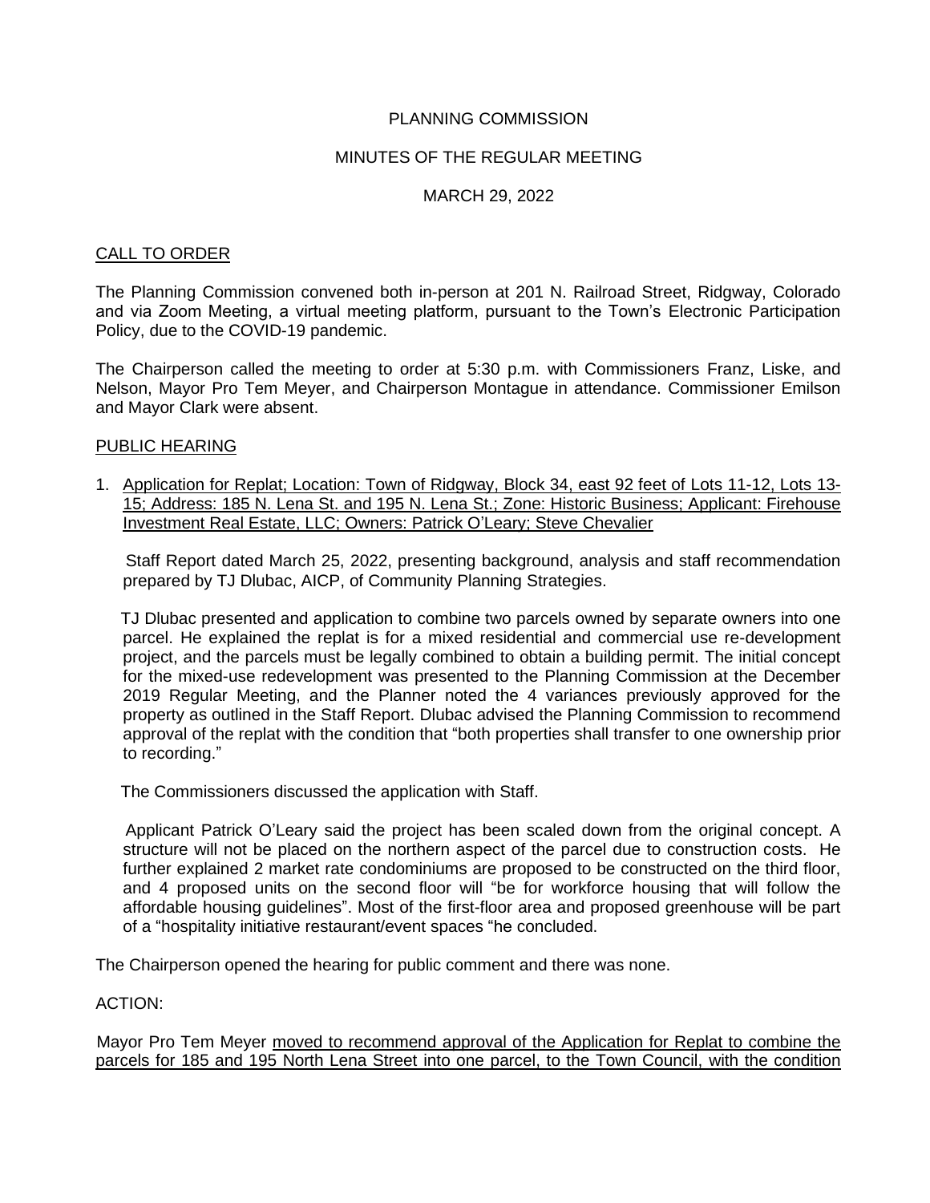# PLANNING COMMISSION

## MINUTES OF THE REGULAR MEETING

### MARCH 29, 2022

<u>CALL TO ORDER</u>

The Planning Commission convened both in-person at 201 N. Railroad Street, Ridgway, Colorado and via Zoom Meeting, a virtual meeting platform, pursuant to the Town's Electronic Participation Policy, due to the COVID-19 pandemic.

The Chairperson called the meeting to order at 5:30 p.m. with Commissioners Franz, Liske, and Nelson, Mayor Pro Tem Meyer, and Chairperson Montague in attendance. Commissioner Emilson and Mayor Clark were absent.

<u>PUBLIC HEARING</u>

1. <u>Application for Replat; Location: Town of Ridgway, Block 34, east 92 feet of Lots 11-12, Lots 13-15; Address: 185 N. Lena St. and 195 N. Lena St.; Zone: Historic Business; Applicant: Firehouse Investment Real Estate, LLC; Owners: Patrick O'Leary; Steve Chevalier</u>

   Staff Report dated March 25, 2022, presenting background, analysis and staff recommendation prepared by TJ Dlubac, AICP, of Community Planning Strategies.

   TJ Dlubac presented and application to combine two parcels owned by separate owners into one parcel. He explained the replat is for a mixed residential and commercial use re-development project, and the parcels must be legally combined to obtain a building permit. The initial concept for the mixed-use redevelopment was presented to the Planning Commission at the December 2019 Regular Meeting, and the Planner noted the 4 variances previously approved for the property as outlined in the Staff Report. Dlubac advised the Planning Commission to recommend approval of the replat with the condition that "both properties shall transfer to one ownership prior to recording."

   The Commissioners discussed the application with Staff.

   Applicant Patrick O'Leary said the project has been scaled down from the original concept. A structure will not be placed on the northern aspect of the parcel due to construction costs. He further explained 2 market rate condominiums are proposed to be constructed on the third floor, and 4 proposed units on the second floor will "be for workforce housing that will follow the affordable housing guidelines". Most of the first-floor area and proposed greenhouse will be part of a "hospitality initiative restaurant/event spaces "he concluded.

The Chairperson opened the hearing for public comment and there was none.

ACTION:

Mayor Pro Tem Meyer <u>moved to recommend approval of the Application for Replat to combine the parcels for 185 and 195 North Lena Street into one parcel, to the Town Council, with the condition</u>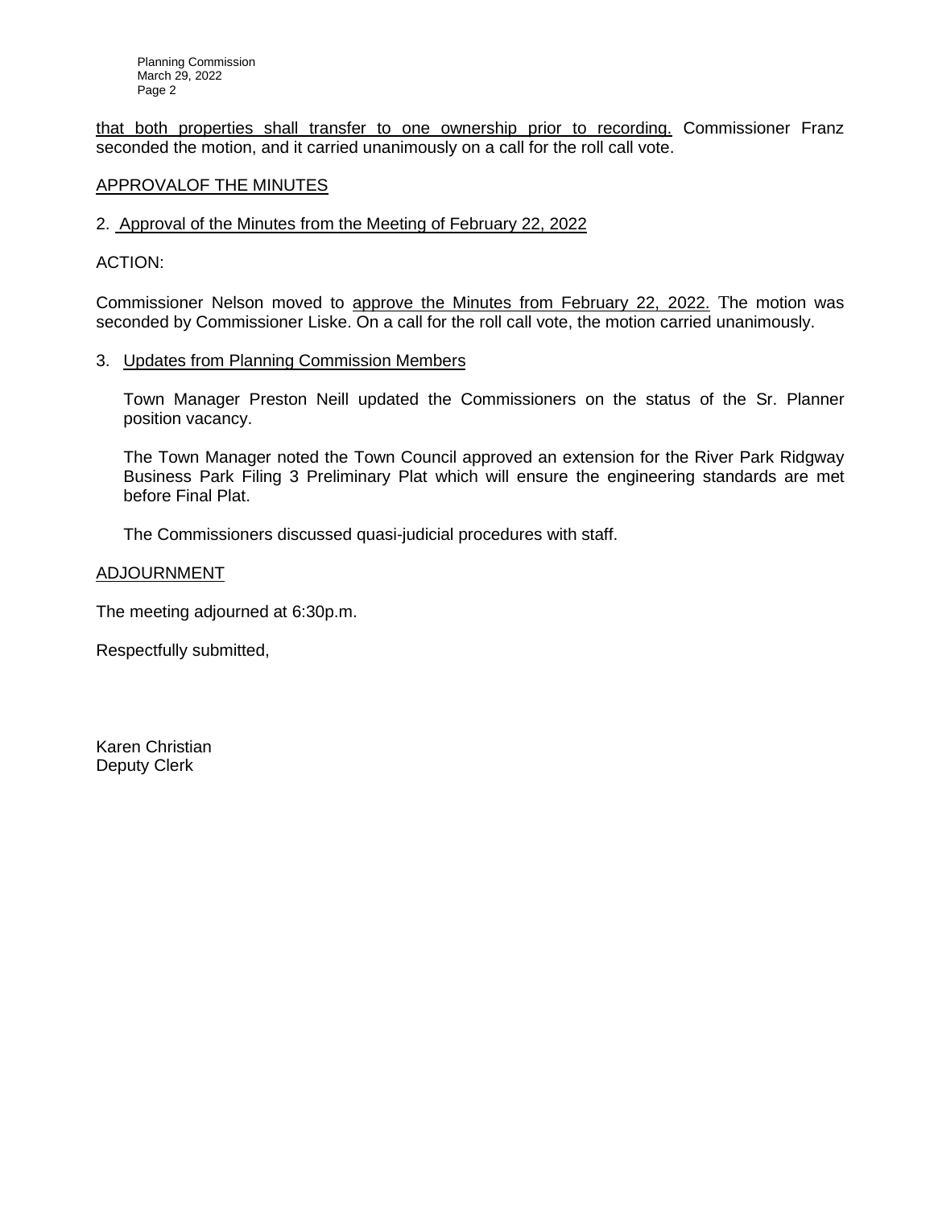that both properties shall transfer to one ownership prior to recording. Commissioner Franz seconded the motion, and it carried unanimously on a call for the roll call vote.

APPROVALOF THE MINUTES

2. Approval of the Minutes from the Meeting of February 22, 2022

ACTION:

Commissioner Nelson moved to approve the Minutes from February 22, 2022. The motion was seconded by Commissioner Liske. On a call for the roll call vote, the motion carried unanimously.

3. Updates from Planning Commission Members

   Town Manager Preston Neill updated the Commissioners on the status of the Sr. Planner position vacancy.

   The Town Manager noted the Town Council approved an extension for the River Park Ridgway Business Park Filing 3 Preliminary Plat which will ensure the engineering standards are met before Final Plat.

   The Commissioners discussed quasi-judicial procedures with staff.

ADJOURNMENT

The meeting adjourned at 6:30p.m.

Respectfully submitted,

Karen Christian
Deputy Clerk